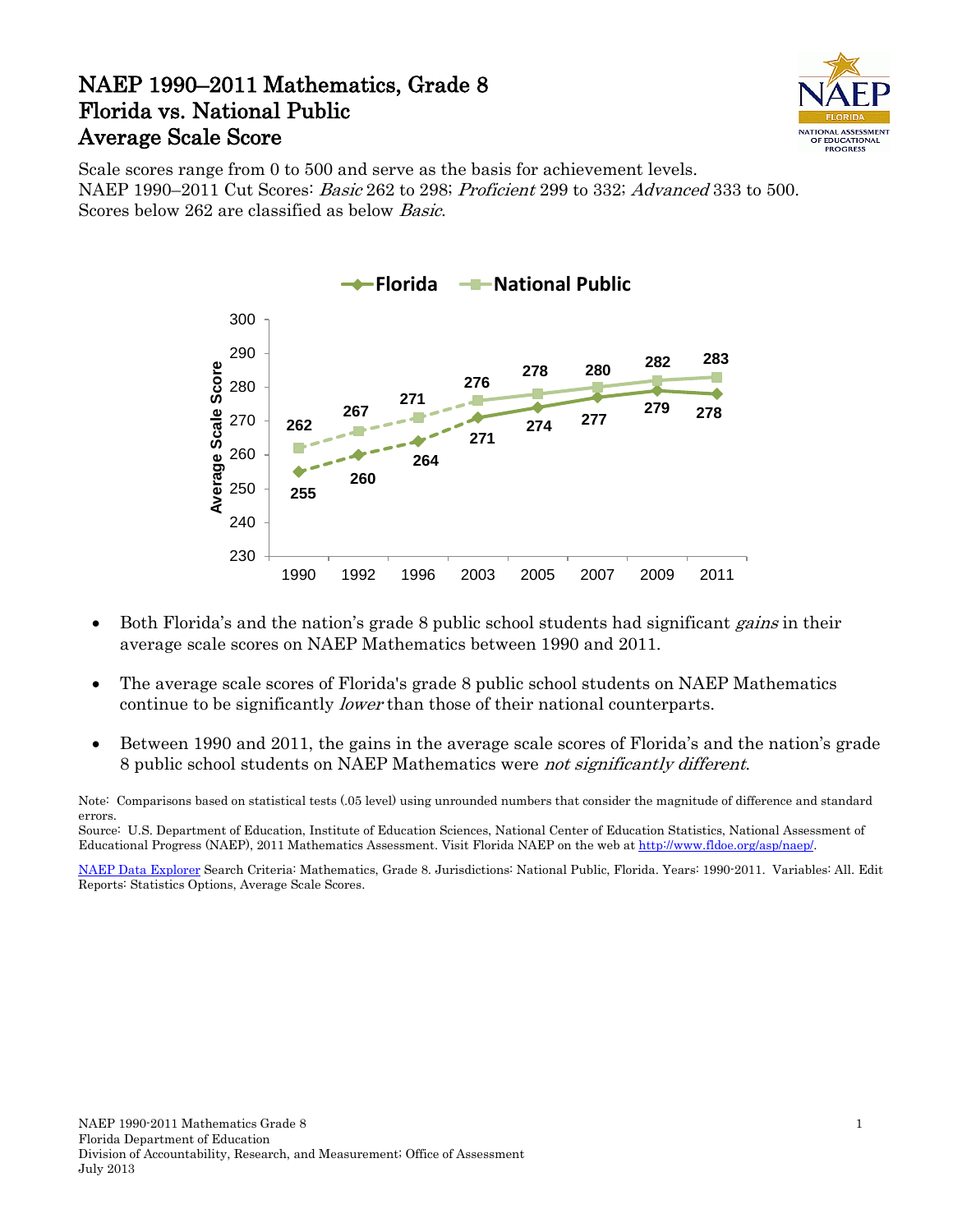# NAEP 1990–2011 Mathematics, Grade 8
# Florida vs. National Public
# Average Scale Score

Scale scores range from 0 to 500 and serve as the basis for achievement levels.
NAEP 1990–2011 Cut Scores: *Basic* 262 to 298; *Proficient* 299 to 332; *Advanced* 333 to 500.
Scores below 262 are classified as below *Basic*.

| Year | Florida | National Public |
|---|---|---|
| 1990 | 255 | 262 |
| 1992 | 260 | 267 |
| 1996 | 264 | 271 |
| 2003 | 271 | 276 |
| 2005 | 274 | 278 |
| 2007 | 277 | 280 |
| 2009 | 279 | 282 |
| 2011 | 278 | 283 |

- Both Florida's and the nation's grade 8 public school students had significant *gains* in their average scale scores on NAEP Mathematics between 1990 and 2011.
- The average scale scores of Florida's grade 8 public school students on NAEP Mathematics continue to be significantly *lower* than those of their national counterparts.
- Between 1990 and 2011, the gains in the average scale scores of Florida's and the nation's grade 8 public school students on NAEP Mathematics were *not significantly different*.

Note: Comparisons based on statistical tests (.05 level) using unrounded numbers that consider the magnitude of difference and standard errors.
Source: U.S. Department of Education, Institute of Education Sciences, National Center of Education Statistics, National Assessment of Educational Progress (NAEP), 2011 Mathematics Assessment. Visit Florida NAEP on the web at http://www.fldoe.org/asp/naep/.

NAEP Data Explorer Search Criteria: Mathematics, Grade 8. Jurisdictions: National Public, Florida. Years: 1990-2011. Variables: All. Edit Reports: Statistics Options, Average Scale Scores.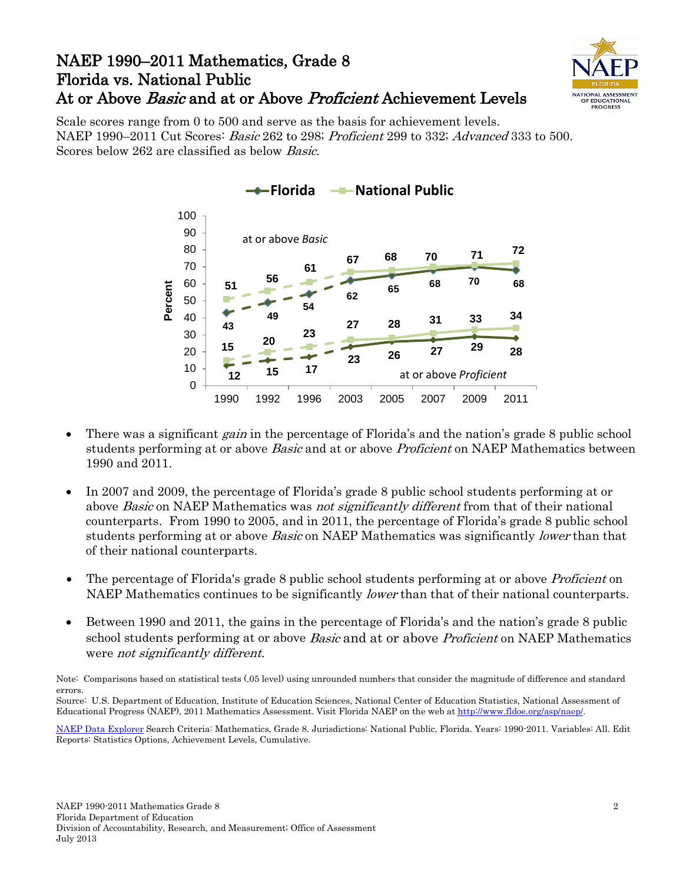# NAEP 1990–2011 Mathematics, Grade 8
# Florida vs. National Public
# At or Above *Basic* and at or Above *Proficient* Achievement Levels

Scale scores range from 0 to 500 and serve as the basis for achievement levels.
NAEP 1990–2011 Cut Scores: *Basic* 262 to 298; *Proficient* 299 to 332; *Advanced* 333 to 500.
Scores below 262 are classified as below *Basic*.

Florida
National Public

Percent

at or above *Basic*

51 56 61 67 68 70 71 72

43 49 54 62 65 68 70 68

15 20 23 27 28 31 33 34

12 15 17 23 26 27 29 28

at or above *Proficient*

1990 1992 1996 2003 2005 2007 2009 2011

- There was a significant *gain* in the percentage of Florida's and the nation's grade 8 public school students performing at or above *Basic* and at or above *Proficient* on NAEP Mathematics between 1990 and 2011.

- In 2007 and 2009, the percentage of Florida's grade 8 public school students performing at or above *Basic* on NAEP Mathematics was *not significantly different* from that of their national counterparts. From 1990 to 2005, and in 2011, the percentage of Florida's grade 8 public school students performing at or above *Basic* on NAEP Mathematics was significantly *lower* than that of their national counterparts.

- The percentage of Florida's grade 8 public school students performing at or above *Proficient* on NAEP Mathematics continues to be significantly *lower* than that of their national counterparts.

- Between 1990 and 2011, the gains in the percentage of Florida's and the nation's grade 8 public school students performing at or above *Basic* and at or above *Proficient* on NAEP Mathematics were *not significantly different*.

Note: Comparisons based on statistical tests (.05 level) using unrounded numbers that consider the magnitude of difference and standard errors.
Source: U.S. Department of Education, Institute of Education Sciences, National Center of Education Statistics, National Assessment of Educational Progress (NAEP), 2011 Mathematics Assessment. Visit Florida NAEP on the web at http://www.fldoe.org/asp/naep/.

NAEP Data Explorer Search Criteria: Mathematics, Grade 8. Jurisdictions: National Public, Florida. Years: 1990-2011. Variables: All. Edit Reports: Statistics Options, Achievement Levels, Cumulative.